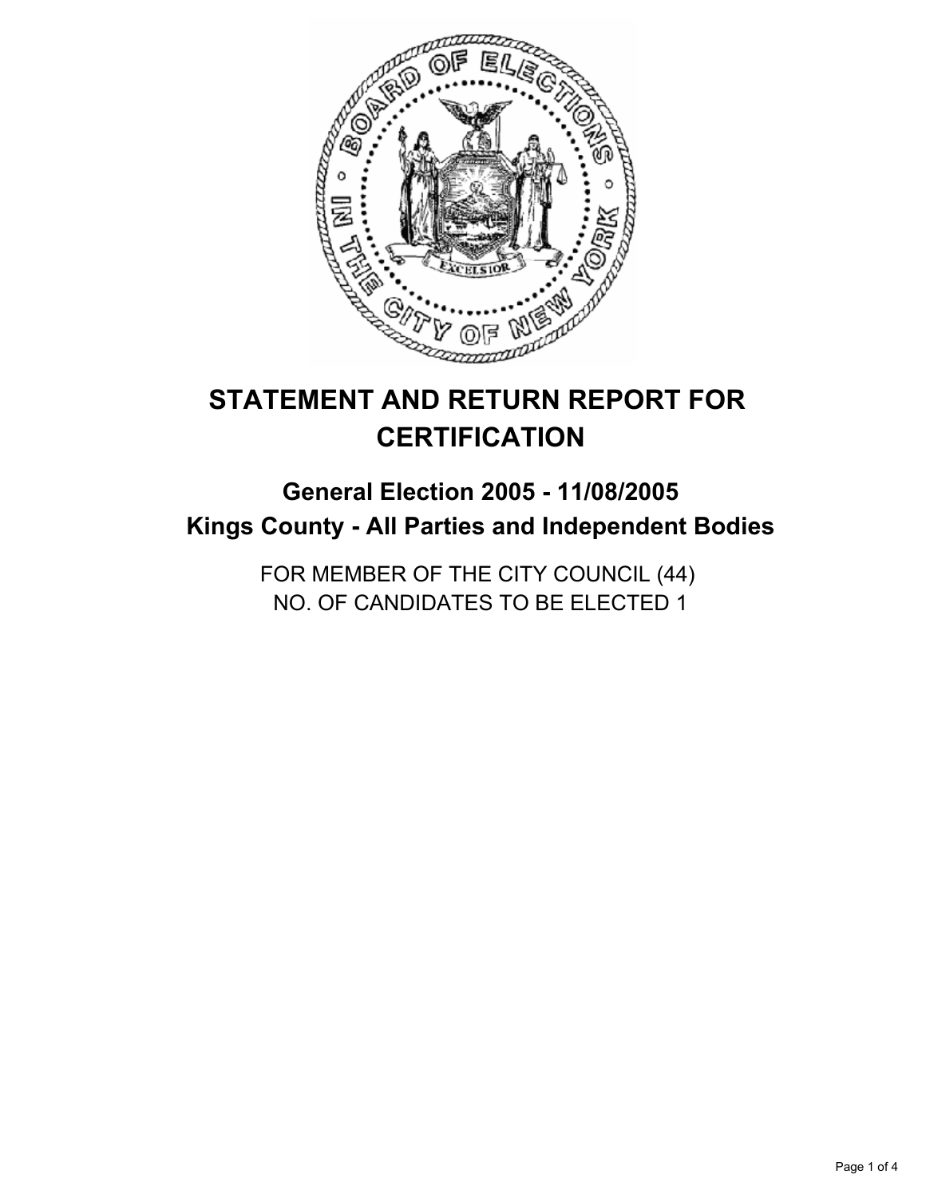# STATEMENT AND RETURN REPORT FOR CERTIFICATION

## General Election 2005 - 11/08/2005
## Kings County - All Parties and Independent Bodies

FOR MEMBER OF THE CITY COUNCIL (44)
NO. OF CANDIDATES TO BE ELECTED 1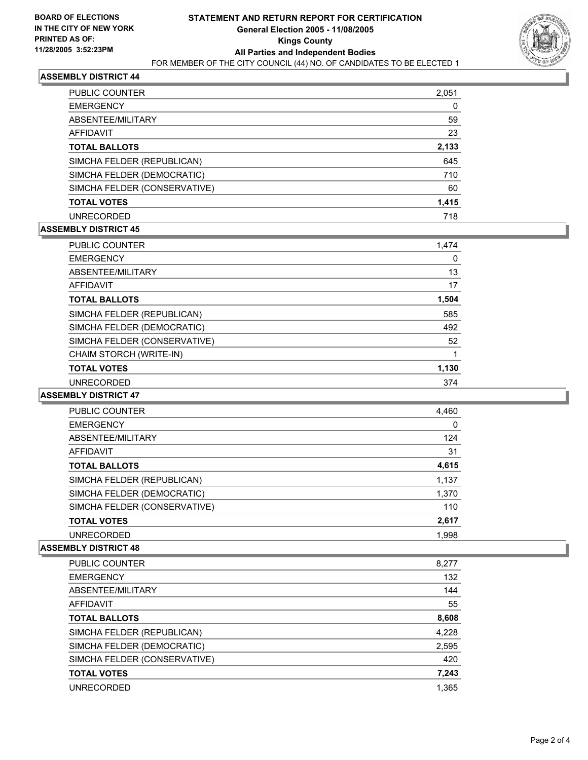BOARD OF ELECTIONS IN THE CITY OF NEW YORK PRINTED AS OF: 11/28/2005 3:52:23PM

# STATEMENT AND RETURN REPORT FOR CERTIFICATION
## General Election 2005 - 11/08/2005
## Kings County
## All Parties and Independent Bodies
FOR MEMBER OF THE CITY COUNCIL (44) NO. OF CANDIDATES TO BE ELECTED 1

### ASSEMBLY DISTRICT 44

| | |
|---|---|
| PUBLIC COUNTER | 2,051 |
| EMERGENCY | 0 |
| ABSENTEE/MILITARY | 59 |
| AFFIDAVIT | 23 |
| **TOTAL BALLOTS** | **2,133** |
| SIMCHA FELDER (REPUBLICAN) | 645 |
| SIMCHA FELDER (DEMOCRATIC) | 710 |
| SIMCHA FELDER (CONSERVATIVE) | 60 |
| **TOTAL VOTES** | **1,415** |
| UNRECORDED | 718 |

### ASSEMBLY DISTRICT 45

| | |
|---|---|
| PUBLIC COUNTER | 1,474 |
| EMERGENCY | 0 |
| ABSENTEE/MILITARY | 13 |
| AFFIDAVIT | 17 |
| **TOTAL BALLOTS** | **1,504** |
| SIMCHA FELDER (REPUBLICAN) | 585 |
| SIMCHA FELDER (DEMOCRATIC) | 492 |
| SIMCHA FELDER (CONSERVATIVE) | 52 |
| CHAIM STORCH (WRITE-IN) | 1 |
| **TOTAL VOTES** | **1,130** |
| UNRECORDED | 374 |

### ASSEMBLY DISTRICT 47

| | |
|---|---|
| PUBLIC COUNTER | 4,460 |
| EMERGENCY | 0 |
| ABSENTEE/MILITARY | 124 |
| AFFIDAVIT | 31 |
| **TOTAL BALLOTS** | **4,615** |
| SIMCHA FELDER (REPUBLICAN) | 1,137 |
| SIMCHA FELDER (DEMOCRATIC) | 1,370 |
| SIMCHA FELDER (CONSERVATIVE) | 110 |
| **TOTAL VOTES** | **2,617** |
| UNRECORDED | 1,998 |

### ASSEMBLY DISTRICT 48

| | |
|---|---|
| PUBLIC COUNTER | 8,277 |
| EMERGENCY | 132 |
| ABSENTEE/MILITARY | 144 |
| AFFIDAVIT | 55 |
| **TOTAL BALLOTS** | **8,608** |
| SIMCHA FELDER (REPUBLICAN) | 4,228 |
| SIMCHA FELDER (DEMOCRATIC) | 2,595 |
| SIMCHA FELDER (CONSERVATIVE) | 420 |
| **TOTAL VOTES** | **7,243** |
| UNRECORDED | 1,365 |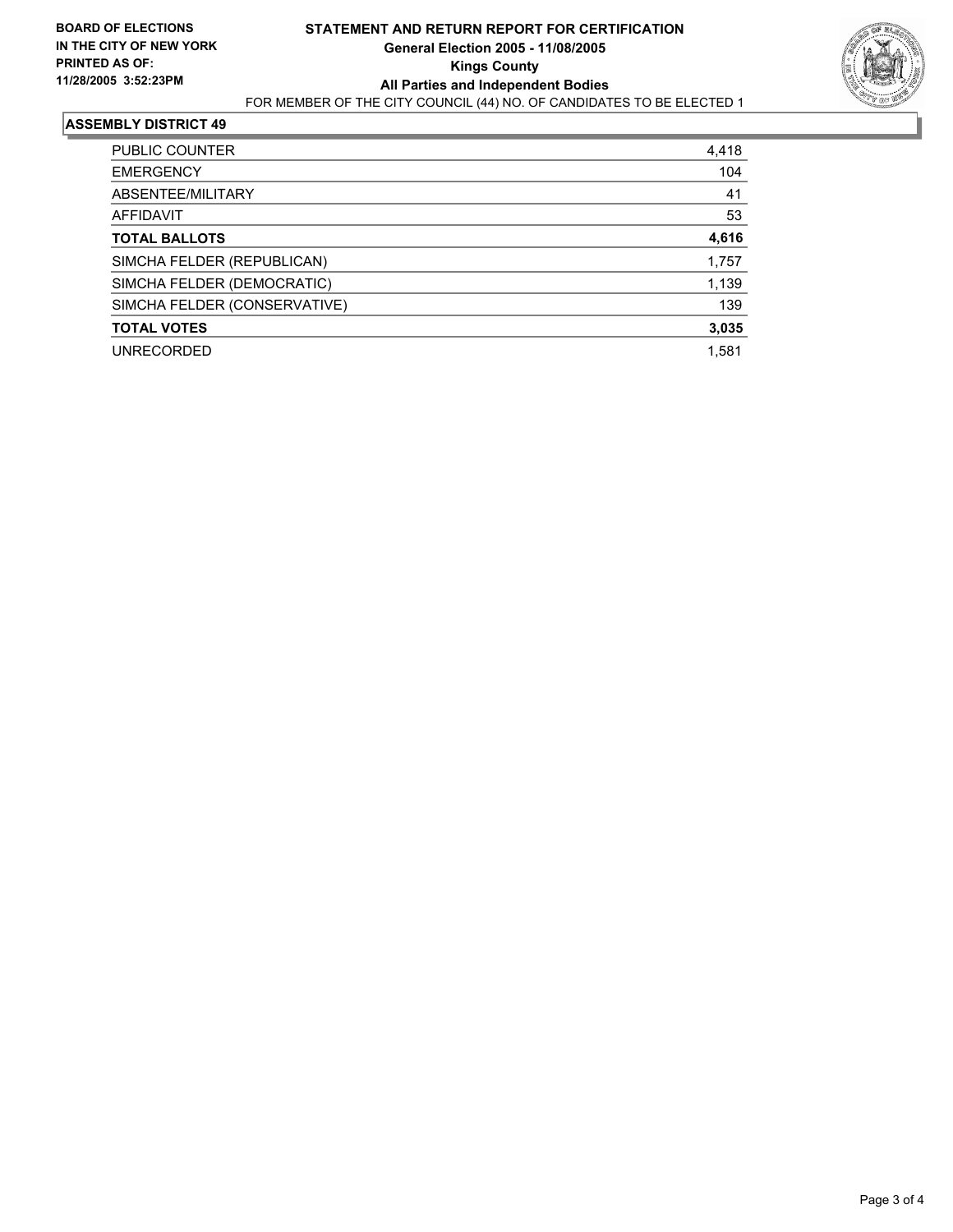**BOARD OF ELECTIONS IN THE CITY OF NEW YORK**
**PRINTED AS OF: 11/28/2005 3:52:23PM**

# STATEMENT AND RETURN REPORT FOR CERTIFICATION
## General Election 2005 - 11/08/2005
## Kings County
## All Parties and Independent Bodies

FOR MEMBER OF THE CITY COUNCIL (44) NO. OF CANDIDATES TO BE ELECTED 1

### ASSEMBLY DISTRICT 49

| | |
|---|---|
| PUBLIC COUNTER | 4,418 |
| EMERGENCY | 104 |
| ABSENTEE/MILITARY | 41 |
| AFFIDAVIT | 53 |
| **TOTAL BALLOTS** | **4,616** |
| SIMCHA FELDER (REPUBLICAN) | 1,757 |
| SIMCHA FELDER (DEMOCRATIC) | 1,139 |
| SIMCHA FELDER (CONSERVATIVE) | 139 |
| **TOTAL VOTES** | **3,035** |
| UNRECORDED | 1,581 |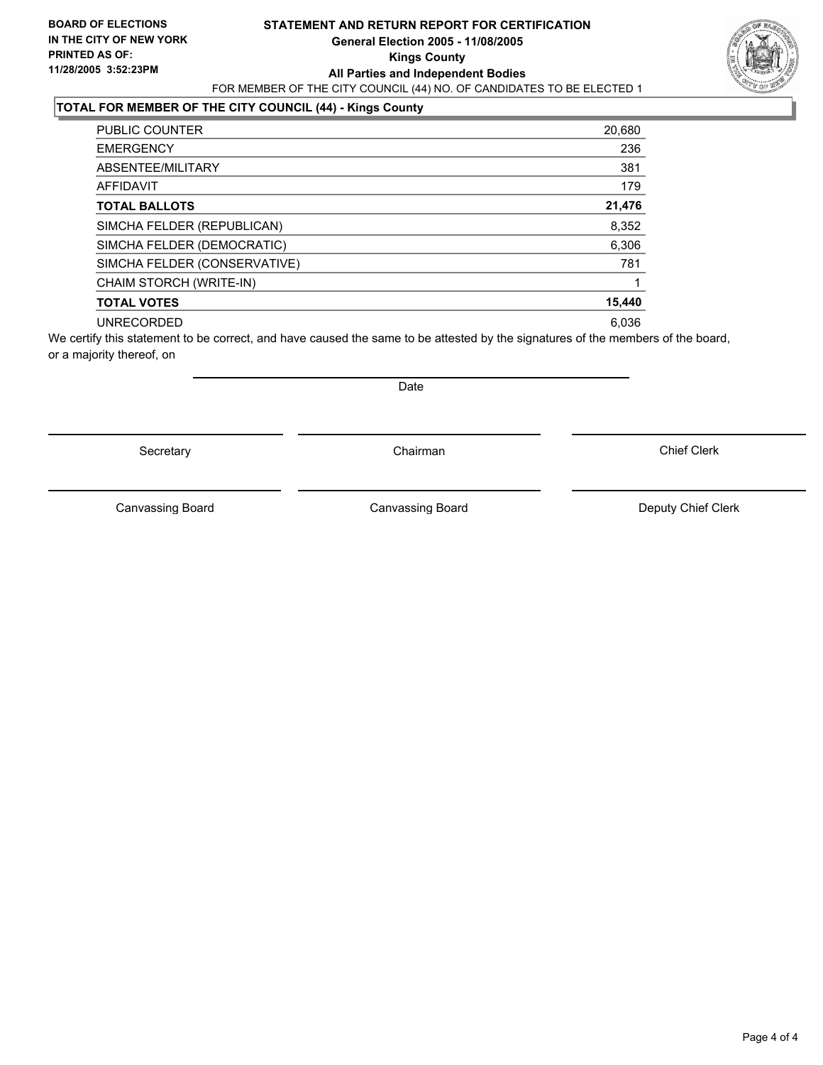**BOARD OF ELECTIONS IN THE CITY OF NEW YORK PRINTED AS OF: 11/28/2005 3:52:23PM**

**STATEMENT AND RETURN REPORT FOR CERTIFICATION**
**General Election 2005 - 11/08/2005**
**Kings County**
**All Parties and Independent Bodies**
FOR MEMBER OF THE CITY COUNCIL (44) NO. OF CANDIDATES TO BE ELECTED 1

**TOTAL FOR MEMBER OF THE CITY COUNCIL (44) - Kings County**

| | |
|---|---|
| PUBLIC COUNTER | 20,680 |
| EMERGENCY | 236 |
| ABSENTEE/MILITARY | 381 |
| AFFIDAVIT | 179 |
| **TOTAL BALLOTS** | **21,476** |
| SIMCHA FELDER (REPUBLICAN) | 8,352 |
| SIMCHA FELDER (DEMOCRATIC) | 6,306 |
| SIMCHA FELDER (CONSERVATIVE) | 781 |
| CHAIM STORCH (WRITE-IN) | 1 |
| **TOTAL VOTES** | **15,440** |
| UNRECORDED | 6,036 |

We certify this statement to be correct, and have caused the same to be attested by the signatures of the members of the board, or a majority thereof, on

Date

Secretary | Chairman | Chief Clerk

Canvassing Board | Canvassing Board | Deputy Chief Clerk